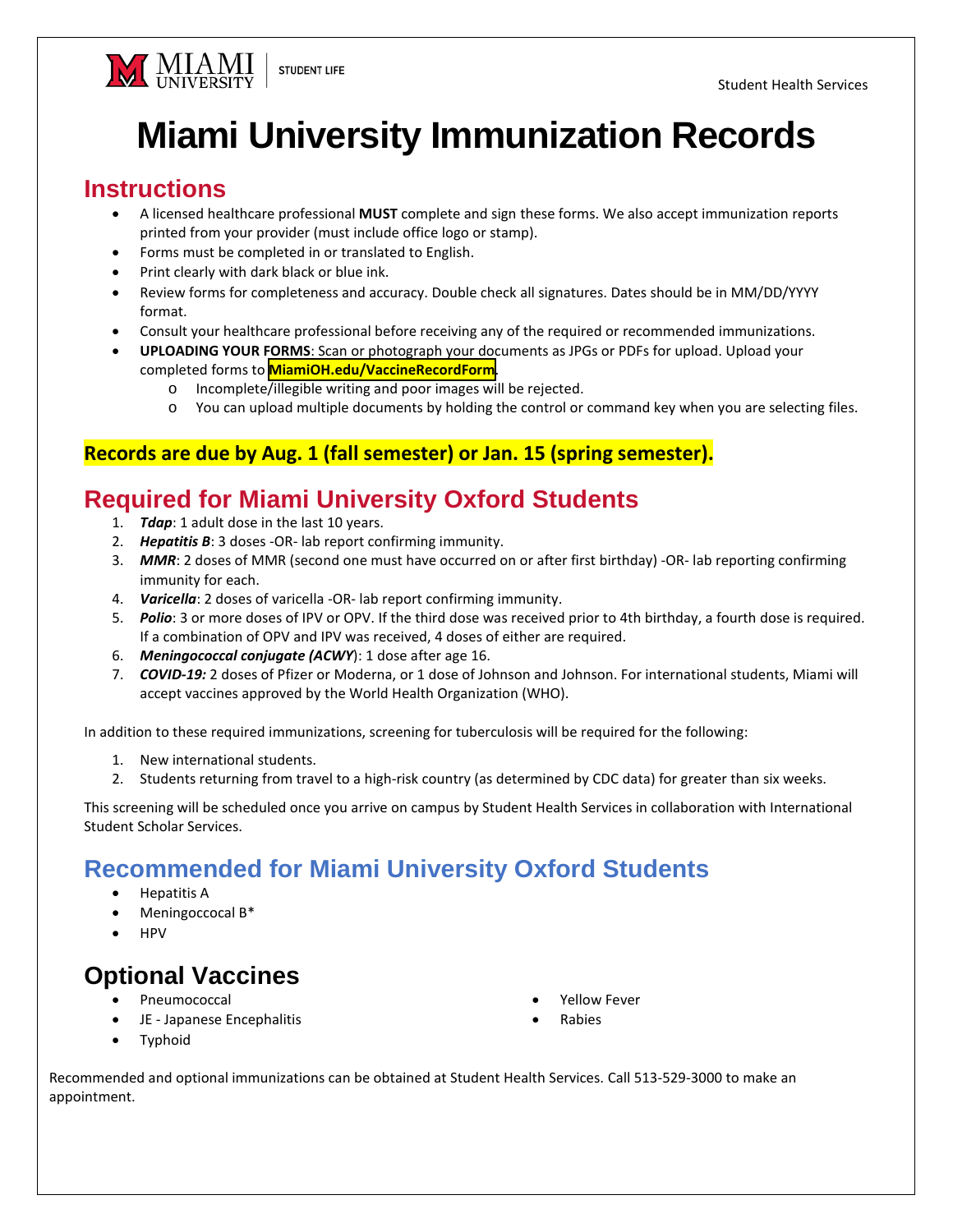MIAMI UNIVERSITY | STUDENT LIFE

Student Health Services

# Miami University Immunization Records

## Instructions

- A licensed healthcare professional **MUST** complete and sign these forms. We also accept immunization reports printed from your provider (must include office logo or stamp).
- Forms must be completed in or translated to English.
- Print clearly with dark black or blue ink.
- Review forms for completeness and accuracy. Double check all signatures. Dates should be in MM/DD/YYYY format.
- Consult your healthcare professional before receiving any of the required or recommended immunizations.
- **UPLOADING YOUR FORMS**: Scan or photograph your documents as JPGs or PDFs for upload. Upload your completed forms to **MiamiOH.edu/VaccineRecordForm**.
  - Incomplete/illegible writing and poor images will be rejected.
  - You can upload multiple documents by holding the control or command key when you are selecting files.

**Records are due by Aug. 1 (fall semester) or Jan. 15 (spring semester).**

## Required for Miami University Oxford Students

1. ***Tdap***: 1 adult dose in the last 10 years.
2. ***Hepatitis B***: 3 doses -OR- lab report confirming immunity.
3. ***MMR***: 2 doses of MMR (second one must have occurred on or after first birthday) -OR- lab reporting confirming immunity for each.
4. ***Varicella***: 2 doses of varicella -OR- lab report confirming immunity.
5. ***Polio***: 3 or more doses of IPV or OPV. If the third dose was received prior to 4th birthday, a fourth dose is required. If a combination of OPV and IPV was received, 4 doses of either are required.
6. ***Meningococcal conjugate (ACWY)***: 1 dose after age 16.
7. ***COVID-19:*** 2 doses of Pfizer or Moderna, or 1 dose of Johnson and Johnson. For international students, Miami will accept vaccines approved by the World Health Organization (WHO).

In addition to these required immunizations, screening for tuberculosis will be required for the following:

1. New international students.
2. Students returning from travel to a high-risk country (as determined by CDC data) for greater than six weeks.

This screening will be scheduled once you arrive on campus by Student Health Services in collaboration with International Student Scholar Services.

## Recommended for Miami University Oxford Students

- Hepatitis A
- Meningoccocal B*
- HPV

## Optional Vaccines

- Pneumococcal
- JE - Japanese Encephalitis
- Typhoid
- Yellow Fever
- Rabies

Recommended and optional immunizations can be obtained at Student Health Services. Call 513-529-3000 to make an appointment.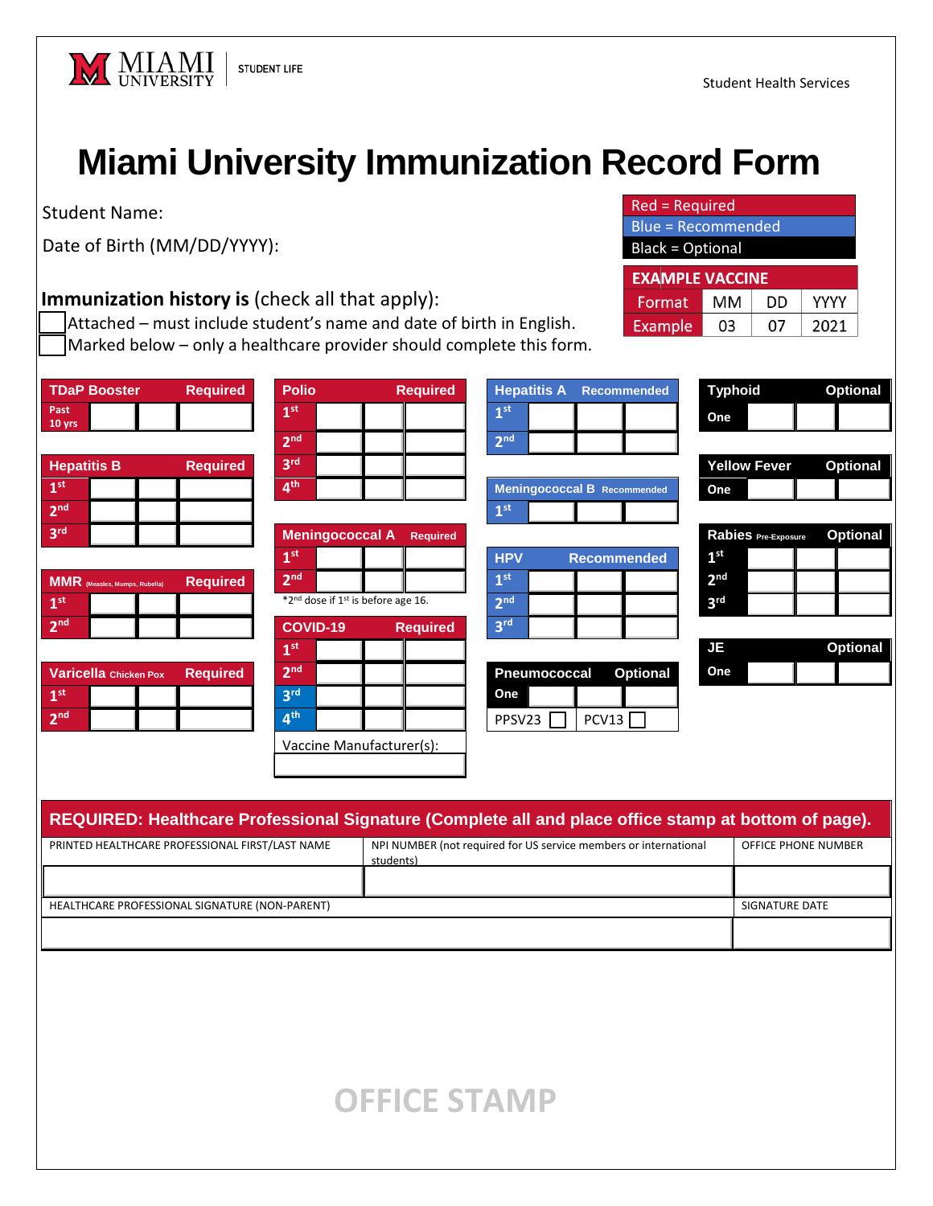Student Health Services

# Miami University Immunization Record Form

Student Name:

Date of Birth (MM/DD/YYYY):

| | | | |
|---|---|---|---|
| Red = Required | | | |
| Blue = Recommended | | | |
| Black = Optional | | | |
| **EXAMPLE VACCINE** | | | |
| Format | MM | DD | YYYY |
| Example | 03 | 07 | 2021 |

**Immunization history is** (check all that apply):

- ☐ Attached – must include student's name and date of birth in English.
- ☐ Marked below – only a healthcare provider should complete this form.

| TDaP Booster | Required | | |
|---|---|---|---|
| Past 10 yrs | | | |

| Hepatitis B | Required | | |
|---|---|---|---|
| 1st | | | |
| 2nd | | | |
| 3rd | | | |

| MMR (Measles, Mumps, Rubella) | Required | | |
|---|---|---|---|
| 1st | | | |
| 2nd | | | |

| Varicella Chicken Pox | Required | | |
|---|---|---|---|
| 1st | | | |
| 2nd | | | |

| Polio | Required | | |
|---|---|---|---|
| 1st | | | |
| 2nd | | | |
| 3rd | | | |
| 4th | | | |

| Meningococcal A | Required | | |
|---|---|---|---|
| 1st | | | |
| 2nd | | | |

*2nd dose if 1st is before age 16.

| COVID-19 | Required | | |
|---|---|---|---|
| 1st | | | |
| 2nd | | | |
| 3rd | | | |
| 4th | | | |

Vaccine Manufacturer(s):

| Hepatitis A | Recommended | | |
|---|---|---|---|
| 1st | | | |
| 2nd | | | |

| Meningococcal B | Recommended | | |
|---|---|---|---|
| 1st | | | |

| HPV | Recommended | | |
|---|---|---|---|
| 1st | | | |
| 2nd | | | |
| 3rd | | | |

| Pneumococcal | Optional | | |
|---|---|---|---|
| One | | | |

PPSV23 ☐ PCV13 ☐

| Typhoid | Optional | | |
|---|---|---|---|
| One | | | |

| Yellow Fever | Optional | | |
|---|---|---|---|
| One | | | |

| Rabies Pre-Exposure | Optional | | |
|---|---|---|---|
| 1st | | | |
| 2nd | | | |
| 3rd | | | |

| JE | Optional | | |
|---|---|---|---|
| One | | | |

## REQUIRED: Healthcare Professional Signature (Complete all and place office stamp at bottom of page).

| PRINTED HEALTHCARE PROFESSIONAL FIRST/LAST NAME | NPI NUMBER (not required for US service members or international students) | OFFICE PHONE NUMBER |
|---|---|---|
| | | |

| HEALTHCARE PROFESSIONAL SIGNATURE (NON-PARENT) | SIGNATURE DATE |
|---|---|
| | |

OFFICE STAMP